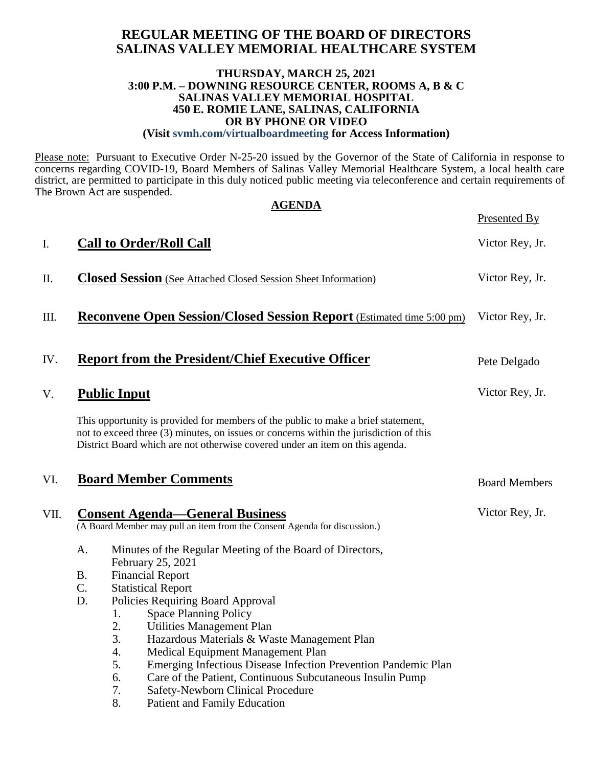# REGULAR MEETING OF THE BOARD OF DIRECTORS SALINAS VALLEY MEMORIAL HEALTHCARE SYSTEM

**THURSDAY, MARCH 25, 2021**
**3:00 P.M. – DOWNING RESOURCE CENTER, ROOMS A, B & C**
**SALINAS VALLEY MEMORIAL HOSPITAL**
**450 E. ROMIE LANE, SALINAS, CALIFORNIA**
**OR BY PHONE OR VIDEO**
**(Visit svmh.com/virtualboardmeeting for Access Information)**

Please note: Pursuant to Executive Order N-25-20 issued by the Governor of the State of California in response to concerns regarding COVID-19, Board Members of Salinas Valley Memorial Healthcare System, a local health care district, are permitted to participate in this duly noticed public meeting via teleconference and certain requirements of The Brown Act are suspended.

## AGENDA

| | | Presented By |
|---|---|---|
| I. | **Call to Order/Roll Call** | Victor Rey, Jr. |
| II. | **Closed Session** (See Attached Closed Session Sheet Information) | Victor Rey, Jr. |
| III. | **Reconvene Open Session/Closed Session Report** (Estimated time 5:00 pm) | Victor Rey, Jr. |
| IV. | **Report from the President/Chief Executive Officer** | Pete Delgado |
| V. | **Public Input** | Victor Rey, Jr. |

This opportunity is provided for members of the public to make a brief statement, not to exceed three (3) minutes, on issues or concerns within the jurisdiction of this District Board which are not otherwise covered under an item on this agenda.

| | | |
|---|---|---|
| VI. | **Board Member Comments** | Board Members |
| VII. | **Consent Agenda—General Business** | Victor Rey, Jr. |

(A Board Member may pull an item from the Consent Agenda for discussion.)

A. Minutes of the Regular Meeting of the Board of Directors, February 25, 2021
B. Financial Report
C. Statistical Report
D. Policies Requiring Board Approval
   1. Space Planning Policy
   2. Utilities Management Plan
   3. Hazardous Materials & Waste Management Plan
   4. Medical Equipment Management Plan
   5. Emerging Infectious Disease Infection Prevention Pandemic Plan
   6. Care of the Patient, Continuous Subcutaneous Insulin Pump
   7. Safety-Newborn Clinical Procedure
   8. Patient and Family Education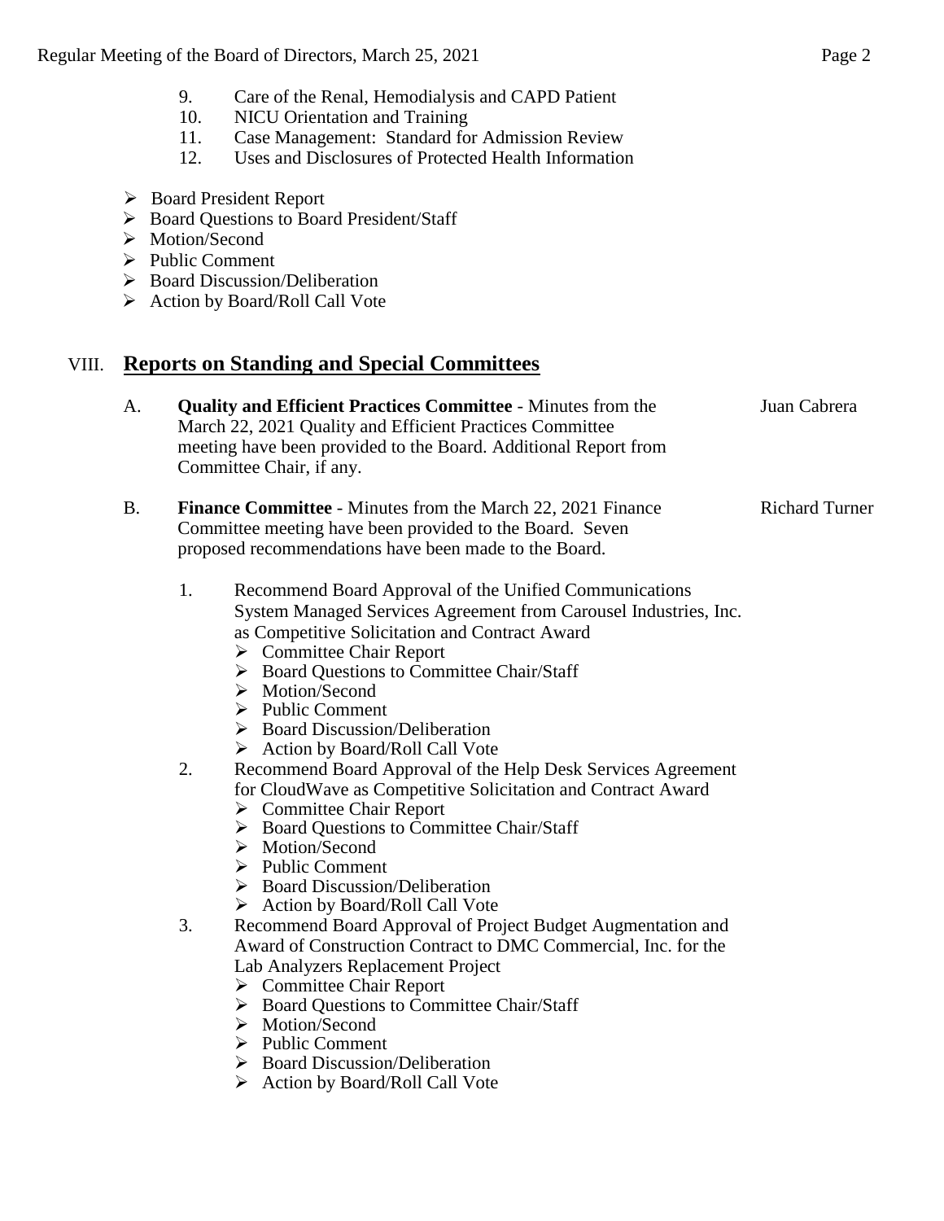9. Care of the Renal, Hemodialysis and CAPD Patient
10. NICU Orientation and Training
11. Case Management: Standard for Admission Review
12. Uses and Disclosures of Protected Health Information

- Board President Report
- Board Questions to Board President/Staff
- Motion/Second
- Public Comment
- Board Discussion/Deliberation
- Action by Board/Roll Call Vote

## VIII. Reports on Standing and Special Committees

A. **Quality and Efficient Practices Committee** - Minutes from the March 22, 2021 Quality and Efficient Practices Committee meeting have been provided to the Board. Additional Report from Committee Chair, if any. — Juan Cabrera

B. **Finance Committee** - Minutes from the March 22, 2021 Finance Committee meeting have been provided to the Board. Seven proposed recommendations have been made to the Board. — Richard Turner

1. Recommend Board Approval of the Unified Communications System Managed Services Agreement from Carousel Industries, Inc. as Competitive Solicitation and Contract Award
   - Committee Chair Report
   - Board Questions to Committee Chair/Staff
   - Motion/Second
   - Public Comment
   - Board Discussion/Deliberation
   - Action by Board/Roll Call Vote
2. Recommend Board Approval of the Help Desk Services Agreement for CloudWave as Competitive Solicitation and Contract Award
   - Committee Chair Report
   - Board Questions to Committee Chair/Staff
   - Motion/Second
   - Public Comment
   - Board Discussion/Deliberation
   - Action by Board/Roll Call Vote
3. Recommend Board Approval of Project Budget Augmentation and Award of Construction Contract to DMC Commercial, Inc. for the Lab Analyzers Replacement Project
   - Committee Chair Report
   - Board Questions to Committee Chair/Staff
   - Motion/Second
   - Public Comment
   - Board Discussion/Deliberation
   - Action by Board/Roll Call Vote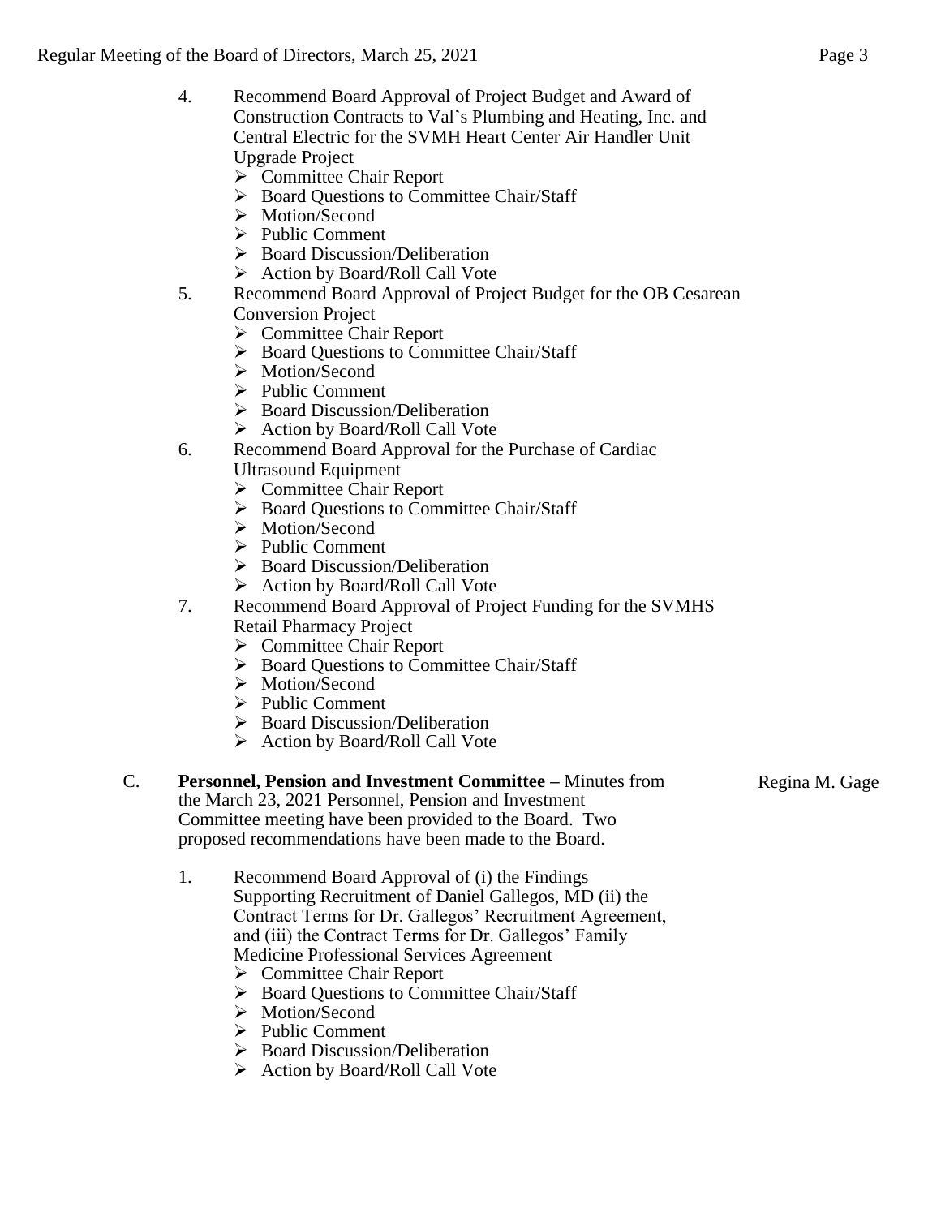4. Recommend Board Approval of Project Budget and Award of Construction Contracts to Val's Plumbing and Heating, Inc. and Central Electric for the SVMH Heart Center Air Handler Unit Upgrade Project
   - ➢ Committee Chair Report
   - ➢ Board Questions to Committee Chair/Staff
   - ➢ Motion/Second
   - ➢ Public Comment
   - ➢ Board Discussion/Deliberation
   - ➢ Action by Board/Roll Call Vote

5. Recommend Board Approval of Project Budget for the OB Cesarean Conversion Project
   - ➢ Committee Chair Report
   - ➢ Board Questions to Committee Chair/Staff
   - ➢ Motion/Second
   - ➢ Public Comment
   - ➢ Board Discussion/Deliberation
   - ➢ Action by Board/Roll Call Vote

6. Recommend Board Approval for the Purchase of Cardiac Ultrasound Equipment
   - ➢ Committee Chair Report
   - ➢ Board Questions to Committee Chair/Staff
   - ➢ Motion/Second
   - ➢ Public Comment
   - ➢ Board Discussion/Deliberation
   - ➢ Action by Board/Roll Call Vote

7. Recommend Board Approval of Project Funding for the SVMHS Retail Pharmacy Project
   - ➢ Committee Chair Report
   - ➢ Board Questions to Committee Chair/Staff
   - ➢ Motion/Second
   - ➢ Public Comment
   - ➢ Board Discussion/Deliberation
   - ➢ Action by Board/Roll Call Vote

C. **Personnel, Pension and Investment Committee –** Minutes from the March 23, 2021 Personnel, Pension and Investment Committee meeting have been provided to the Board. Two proposed recommendations have been made to the Board. — Regina M. Gage

1. Recommend Board Approval of (i) the Findings Supporting Recruitment of Daniel Gallegos, MD (ii) the Contract Terms for Dr. Gallegos' Recruitment Agreement, and (iii) the Contract Terms for Dr. Gallegos' Family Medicine Professional Services Agreement
   - ➢ Committee Chair Report
   - ➢ Board Questions to Committee Chair/Staff
   - ➢ Motion/Second
   - ➢ Public Comment
   - ➢ Board Discussion/Deliberation
   - ➢ Action by Board/Roll Call Vote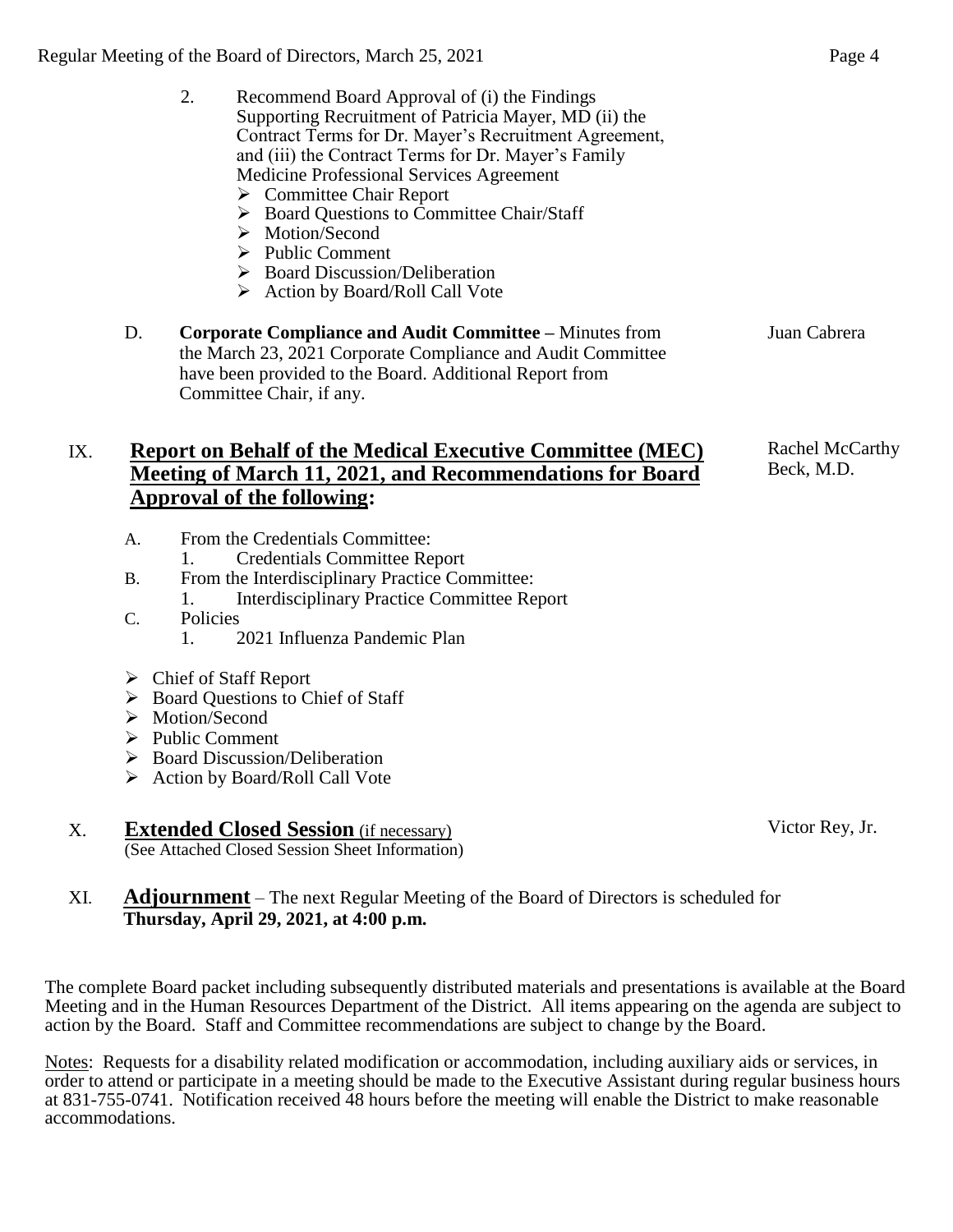2. Recommend Board Approval of (i) the Findings Supporting Recruitment of Patricia Mayer, MD (ii) the Contract Terms for Dr. Mayer's Recruitment Agreement, and (iii) the Contract Terms for Dr. Mayer's Family Medicine Professional Services Agreement
   - ➢ Committee Chair Report
   - ➢ Board Questions to Committee Chair/Staff
   - ➢ Motion/Second
   - ➢ Public Comment
   - ➢ Board Discussion/Deliberation
   - ➢ Action by Board/Roll Call Vote

D. **Corporate Compliance and Audit Committee –** Minutes from the March 23, 2021 Corporate Compliance and Audit Committee have been provided to the Board. Additional Report from Committee Chair, if any. — Juan Cabrera

## IX. Report on Behalf of the Medical Executive Committee (MEC) Meeting of March 11, 2021, and Recommendations for Board Approval of the following:

Rachel McCarthy Beck, M.D.

A. From the Credentials Committee:
   1. Credentials Committee Report

B. From the Interdisciplinary Practice Committee:
   1. Interdisciplinary Practice Committee Report

C. Policies
   1. 2021 Influenza Pandemic Plan

- ➢ Chief of Staff Report
- ➢ Board Questions to Chief of Staff
- ➢ Motion/Second
- ➢ Public Comment
- ➢ Board Discussion/Deliberation
- ➢ Action by Board/Roll Call Vote

## X. Extended Closed Session (if necessary)

(See Attached Closed Session Sheet Information) — Victor Rey, Jr.

## XI. Adjournment

– The next Regular Meeting of the Board of Directors is scheduled for **Thursday, April 29, 2021, at 4:00 p.m.**

The complete Board packet including subsequently distributed materials and presentations is available at the Board Meeting and in the Human Resources Department of the District. All items appearing on the agenda are subject to action by the Board. Staff and Committee recommendations are subject to change by the Board.

Notes: Requests for a disability related modification or accommodation, including auxiliary aids or services, in order to attend or participate in a meeting should be made to the Executive Assistant during regular business hours at 831-755-0741. Notification received 48 hours before the meeting will enable the District to make reasonable accommodations.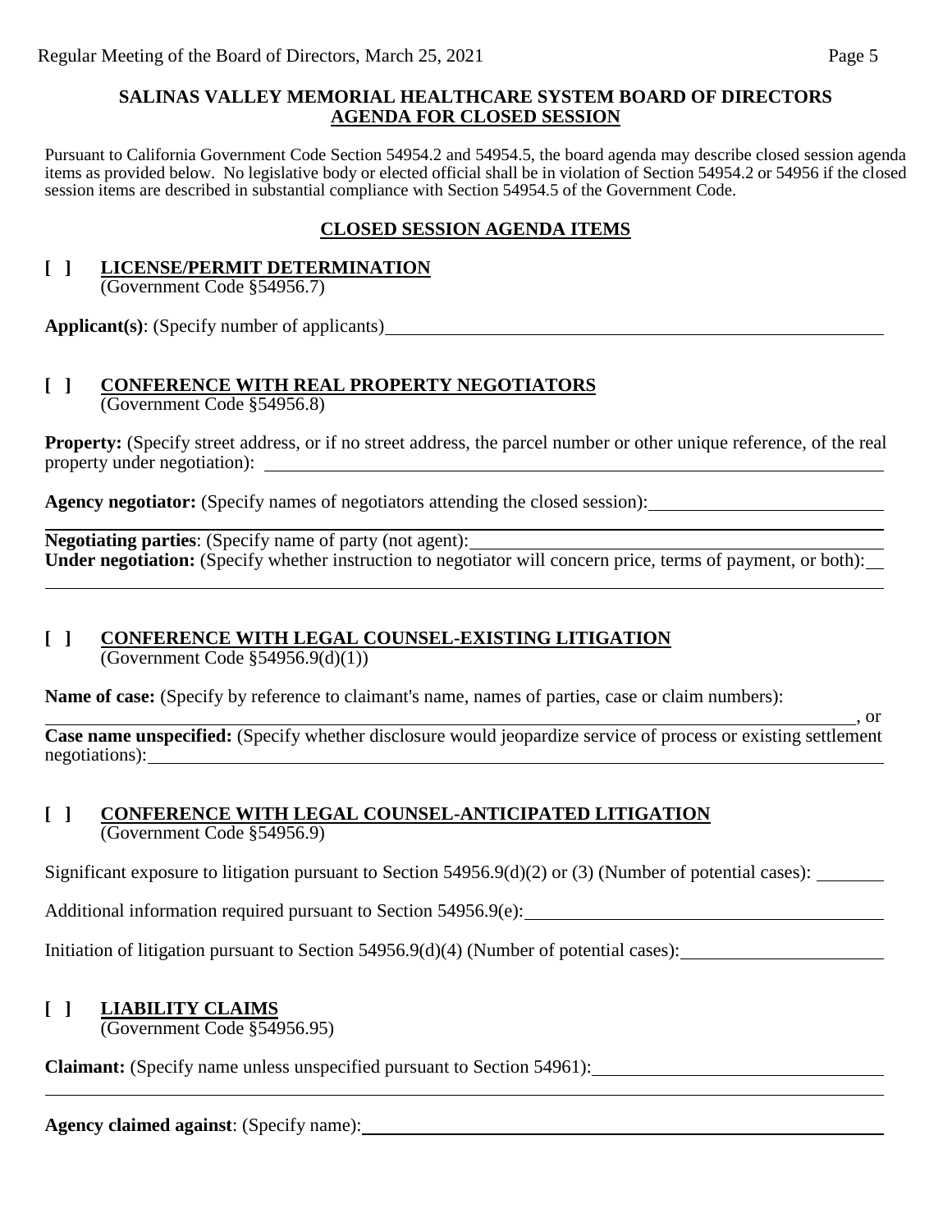**SALINAS VALLEY MEMORIAL HEALTHCARE SYSTEM BOARD OF DIRECTORS**
**AGENDA FOR CLOSED SESSION**

Pursuant to California Government Code Section 54954.2 and 54954.5, the board agenda may describe closed session agenda items as provided below. No legislative body or elected official shall be in violation of Section 54954.2 or 54956 if the closed session items are described in substantial compliance with Section 54954.5 of the Government Code.

**CLOSED SESSION AGENDA ITEMS**

**[ ] LICENSE/PERMIT DETERMINATION**
(Government Code §54956.7)

**Applicant(s)**: (Specify number of applicants)\_\_\_\_\_\_\_\_\_\_\_\_\_\_\_\_\_\_\_\_\_\_\_\_\_\_\_\_\_\_

**[ ] CONFERENCE WITH REAL PROPERTY NEGOTIATORS**
(Government Code §54956.8)

**Property:** (Specify street address, or if no street address, the parcel number or other unique reference, of the real property under negotiation): \_\_\_\_\_\_\_\_\_\_\_\_\_\_\_\_\_\_\_\_\_\_\_\_\_\_\_\_\_\_

**Agency negotiator:** (Specify names of negotiators attending the closed session):\_\_\_\_\_\_\_\_\_\_\_\_\_\_\_\_\_\_\_\_\_\_\_\_\_\_\_\_\_\_

**Negotiating parties**: (Specify name of party (not agent):\_\_\_\_\_\_\_\_\_\_\_\_\_\_\_\_\_\_\_\_\_\_\_\_\_\_\_\_\_\_
**Under negotiation:** (Specify whether instruction to negotiator will concern price, terms of payment, or both):\_\_\_\_\_\_\_\_\_\_\_\_\_\_\_\_\_\_\_\_\_\_\_\_\_\_\_\_\_\_

**[ ] CONFERENCE WITH LEGAL COUNSEL-EXISTING LITIGATION**
(Government Code §54956.9(d)(1))

**Name of case:** (Specify by reference to claimant's name, names of parties, case or claim numbers):
\_\_\_\_\_\_\_\_\_\_\_\_\_\_\_\_\_\_\_\_\_\_\_\_\_\_\_\_\_\_, or
**Case name unspecified:** (Specify whether disclosure would jeopardize service of process or existing settlement negotiations):\_\_\_\_\_\_\_\_\_\_\_\_\_\_\_\_\_\_\_\_\_\_\_\_\_\_\_\_\_\_

**[ ] CONFERENCE WITH LEGAL COUNSEL-ANTICIPATED LITIGATION**
(Government Code §54956.9)

Significant exposure to litigation pursuant to Section 54956.9(d)(2) or (3) (Number of potential cases): \_\_\_\_\_\_\_\_

Additional information required pursuant to Section 54956.9(e):\_\_\_\_\_\_\_\_\_\_\_\_\_\_\_\_\_\_\_\_\_\_\_\_\_\_\_\_\_\_

Initiation of litigation pursuant to Section 54956.9(d)(4) (Number of potential cases):\_\_\_\_\_\_\_\_\_\_\_\_\_\_\_\_\_\_\_\_\_\_\_\_\_\_\_\_\_\_

**[ ] LIABILITY CLAIMS**
(Government Code §54956.95)

**Claimant:** (Specify name unless unspecified pursuant to Section 54961):\_\_\_\_\_\_\_\_\_\_\_\_\_\_\_\_\_\_\_\_\_\_\_\_\_\_\_\_\_\_

**Agency claimed against**: (Specify name):\_\_\_\_\_\_\_\_\_\_\_\_\_\_\_\_\_\_\_\_\_\_\_\_\_\_\_\_\_\_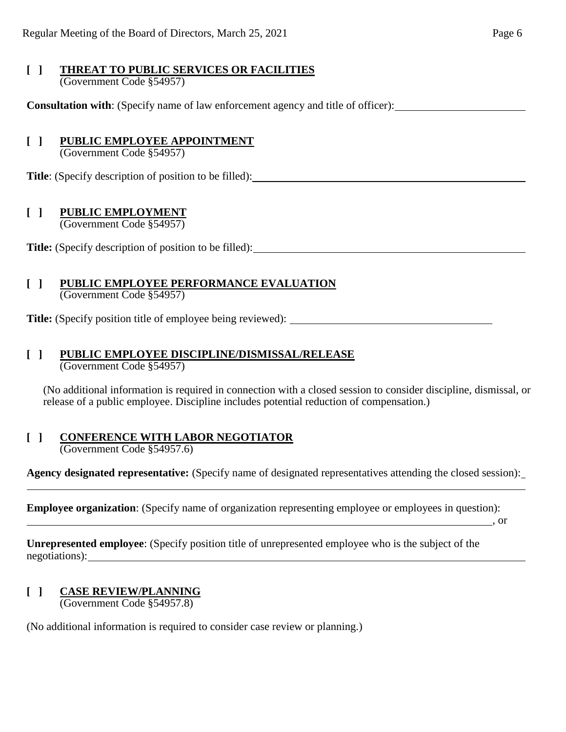**[ ] THREAT TO PUBLIC SERVICES OR FACILITIES**
(Government Code §54957)

**Consultation with**: (Specify name of law enforcement agency and title of officer): ______________________

**[ ] PUBLIC EMPLOYEE APPOINTMENT**
(Government Code §54957)

**Title**: (Specify description of position to be filled): ______________________

**[ ] PUBLIC EMPLOYMENT**
(Government Code §54957)

**Title:** (Specify description of position to be filled): ______________________

**[ ] PUBLIC EMPLOYEE PERFORMANCE EVALUATION**
(Government Code §54957)

**Title:** (Specify position title of employee being reviewed): ______________________

**[ ] PUBLIC EMPLOYEE DISCIPLINE/DISMISSAL/RELEASE**
(Government Code §54957)

(No additional information is required in connection with a closed session to consider discipline, dismissal, or release of a public employee. Discipline includes potential reduction of compensation.)

**[ ] CONFERENCE WITH LABOR NEGOTIATOR**
(Government Code §54957.6)

**Agency designated representative:** (Specify name of designated representatives attending the closed session): ______________________

**Employee organization**: (Specify name of organization representing employee or employees in question): ______________________, or

**Unrepresented employee**: (Specify position title of unrepresented employee who is the subject of the negotiations): ______________________

**[ ] CASE REVIEW/PLANNING**
(Government Code §54957.8)

(No additional information is required to consider case review or planning.)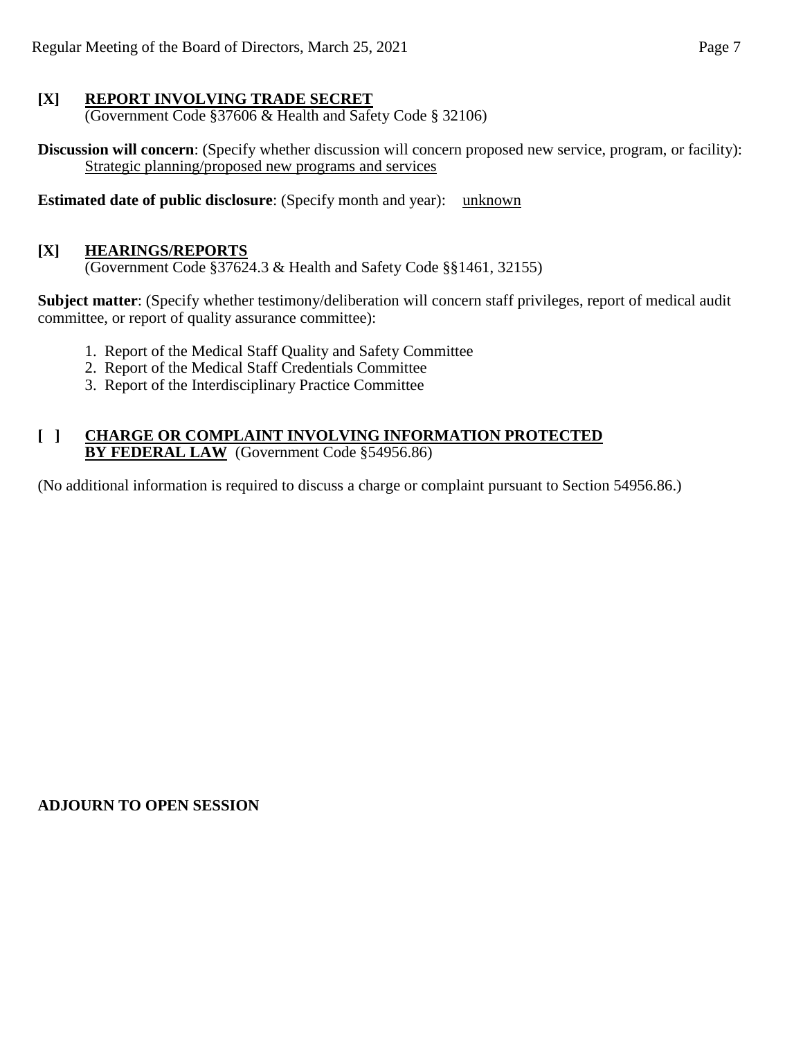**[X] REPORT INVOLVING TRADE SECRET**
(Government Code §37606 & Health and Safety Code § 32106)

**Discussion will concern**: (Specify whether discussion will concern proposed new service, program, or facility): Strategic planning/proposed new programs and services

**Estimated date of public disclosure**: (Specify month and year): unknown

**[X] HEARINGS/REPORTS**
(Government Code §37624.3 & Health and Safety Code §§1461, 32155)

**Subject matter**: (Specify whether testimony/deliberation will concern staff privileges, report of medical audit committee, or report of quality assurance committee):

1. Report of the Medical Staff Quality and Safety Committee
2. Report of the Medical Staff Credentials Committee
3. Report of the Interdisciplinary Practice Committee

**[ ] CHARGE OR COMPLAINT INVOLVING INFORMATION PROTECTED BY FEDERAL LAW** (Government Code §54956.86)

(No additional information is required to discuss a charge or complaint pursuant to Section 54956.86.)

**ADJOURN TO OPEN SESSION**